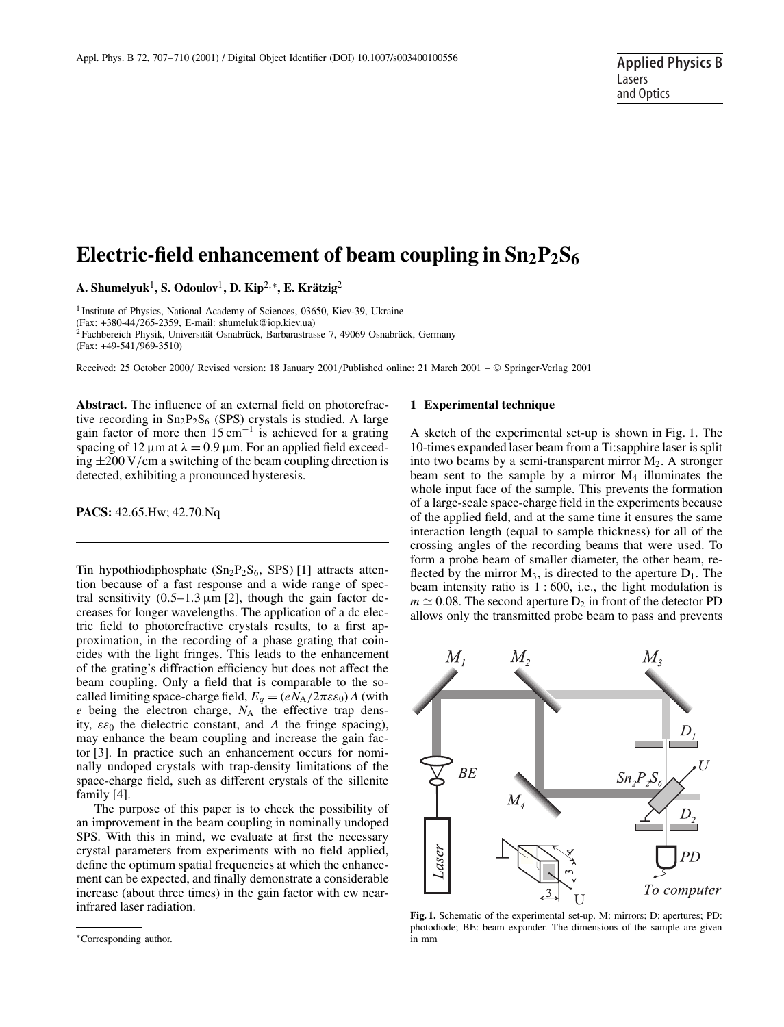# Electric-field enhancement of beam coupling in $Sn_2P_2S_6$

**A. Shumelyuk**[1], **S. Odoulov**[1], **D. Kip**[2,*], **E. Krätzig**[2]

[1] Institute of Physics, National Academy of Sciences, 03650, Kiev-39, Ukraine
(Fax: +380-44/265-2359, E-mail: shumeluk@iop.kiev.ua)
[2] Fachbereich Physik, Universität Osnabrück, Barbarastrasse 7, 49069 Osnabrück, Germany
(Fax: +49-541/969-3510)

Received: 25 October 2000/ Revised version: 18 January 2001/Published online: 21 March 2001 – © Springer-Verlag 2001

**Abstract.** The influence of an external field on photorefractive recording in $Sn_2P_2S_6$ (SPS) crystals is studied. A large gain factor of more then $15\,\mathrm{cm}^{-1}$ is achieved for a grating spacing of $12\,\mu\mathrm{m}$ at $\lambda = 0.9\,\mu\mathrm{m}$. For an applied field exceeding $\pm 200\,\mathrm{V/cm}$ a switching of the beam coupling direction is detected, exhibiting a pronounced hysteresis.

**PACS:** 42.65.Hw; 42.70.Nq

---

Tin hypothiodiphosphate ($Sn_2P_2S_6$, SPS) [1] attracts attention because of a fast response and a wide range of spectral sensitivity ($0.5$–$1.3\,\mu\mathrm{m}$ [2], though the gain factor decreases for longer wavelengths. The application of a dc electric field to photorefractive crystals results, to a first approximation, in the recording of a phase grating that coincides with the light fringes. This leads to the enhancement of the grating's diffraction efficiency but does not affect the beam coupling. Only a field that is comparable to the so-called limiting space-charge field, $E_q = (eN_A/2\pi\varepsilon\varepsilon_0)\Lambda$ (with $e$ being the electron charge, $N_A$ the effective trap density, $\varepsilon\varepsilon_0$ the dielectric constant, and $\Lambda$ the fringe spacing), may enhance the beam coupling and increase the gain factor [3]. In practice such an enhancement occurs for nominally undoped crystals with trap-density limitations of the space-charge field, such as different crystals of the sillenite family [4].

The purpose of this paper is to check the possibility of an improvement in the beam coupling in nominally undoped SPS. With this in mind, we evaluate at first the necessary crystal parameters from experiments with no field applied, define the optimum spatial frequencies at which the enhancement can be expected, and finally demonstrate a considerable increase (about three times) in the gain factor with cw near-infrared laser radiation.

## 1 Experimental technique

A sketch of the experimental set-up is shown in Fig. 1. The 10-times expanded laser beam from a Ti:sapphire laser is split into two beams by a semi-transparent mirror $M_2$. A stronger beam sent to the sample by a mirror $M_4$ illuminates the whole input face of the sample. This prevents the formation of a large-scale space-charge field in the experiments because of the applied field, and at the same time it ensures the same interaction length (equal to sample thickness) for all of the crossing angles of the recording beams that were used. To form a probe beam of smaller diameter, the other beam, reflected by the mirror $M_3$, is directed to the aperture $D_1$. The beam intensity ratio is $1:600$, i.e., the light modulation is $m \simeq 0.08$. The second aperture $D_2$ in front of the detector PD allows only the transmitted probe beam to pass and prevents

**Fig. 1.** Schematic of the experimental set-up. M: mirrors; D: apertures; PD: photodiode; BE: beam expander. The dimensions of the sample are given in mm

*Corresponding author.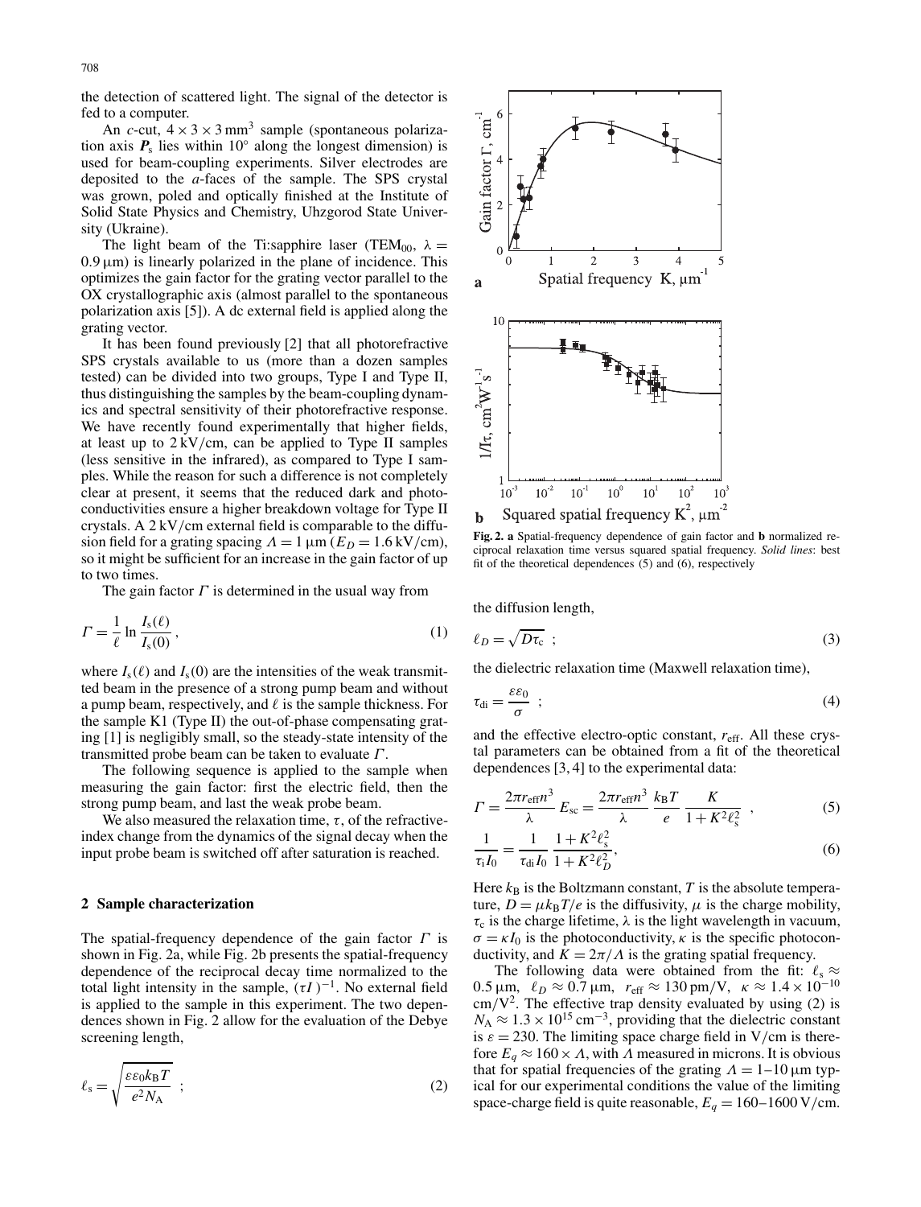the detection of scattered light. The signal of the detector is fed to a computer.

An $c$-cut, $4 \times 3 \times 3\,\text{mm}^3$ sample (spontaneous polarization axis $\boldsymbol{P}_\text{s}$ lies within 10° along the longest dimension) is used for beam-coupling experiments. Silver electrodes are deposited to the $a$-faces of the sample. The SPS crystal was grown, poled and optically finished at the Institute of Solid State Physics and Chemistry, Uhzgorod State University (Ukraine).

The light beam of the Ti:sapphire laser ($\text{TEM}_{00}$, $\lambda = 0.9\,\mu\text{m}$) is linearly polarized in the plane of incidence. This optimizes the gain factor for the grating vector parallel to the OX crystallographic axis (almost parallel to the spontaneous polarization axis [5]). A dc external field is applied along the grating vector.

It has been found previously [2] that all photorefractive SPS crystals available to us (more than a dozen samples tested) can be divided into two groups, Type I and Type II, thus distinguishing the samples by the beam-coupling dynamics and spectral sensitivity of their photorefractive response. We have recently found experimentally that higher fields, at least up to 2 kV/cm, can be applied to Type II samples (less sensitive in the infrared), as compared to Type I samples. While the reason for such a difference is not completely clear at present, it seems that the reduced dark and photoconductivities ensure a higher breakdown voltage for Type II crystals. A 2 kV/cm external field is comparable to the diffusion field for a grating spacing $\Lambda = 1\,\mu\text{m}$ ($E_D = 1.6\,\text{kV/cm}$), so it might be sufficient for an increase in the gain factor of up to two times.

The gain factor $\Gamma$ is determined in the usual way from

$$\Gamma = \frac{1}{\ell} \ln \frac{I_\text{s}(\ell)}{I_\text{s}(0)}\,, \tag{1}$$

where $I_\text{s}(\ell)$ and $I_\text{s}(0)$ are the intensities of the weak transmitted beam in the presence of a strong pump beam and without a pump beam, respectively, and $\ell$ is the sample thickness. For the sample K1 (Type II) the out-of-phase compensating grating [1] is negligibly small, so the steady-state intensity of the transmitted probe beam can be taken to evaluate $\Gamma$.

The following sequence is applied to the sample when measuring the gain factor: first the electric field, then the strong pump beam, and last the weak probe beam.

We also measured the relaxation time, $\tau$, of the refractive-index change from the dynamics of the signal decay when the input probe beam is switched off after saturation is reached.

## 2 Sample characterization

The spatial-frequency dependence of the gain factor $\Gamma$ is shown in Fig. 2a, while Fig. 2b presents the spatial-frequency dependence of the reciprocal decay time normalized to the total light intensity in the sample, $(\tau I)^{-1}$. No external field is applied to the sample in this experiment. The two dependences shown in Fig. 2 allow for the evaluation of the Debye screening length,

$$\ell_\text{s} = \sqrt{\frac{\varepsilon\varepsilon_0 k_\text{B} T}{e^2 N_\text{A}}}\;\; ; \tag{2}$$

**Fig. 2.** **a** Spatial-frequency dependence of gain factor and **b** normalized reciprocal relaxation time versus squared spatial frequency. *Solid lines*: best fit of the theoretical dependences (5) and (6), respectively

the diffusion length,

$$\ell_D = \sqrt{D\tau_\text{c}}\;\; ; \tag{3}$$

the dielectric relaxation time (Maxwell relaxation time),

$$\tau_\text{di} = \frac{\varepsilon\varepsilon_0}{\sigma}\;\; ; \tag{4}$$

and the effective electro-optic constant, $r_\text{eff}$. All these crystal parameters can be obtained from a fit of the theoretical dependences [3, 4] to the experimental data:

$$\Gamma = \frac{2\pi r_\text{eff} n^3}{\lambda} E_\text{sc} = \frac{2\pi r_\text{eff} n^3}{\lambda} \frac{k_\text{B}T}{e} \frac{K}{1 + K^2 \ell_\text{s}^2}\;\; , \tag{5}$$

$$\frac{1}{\tau_\text{i} I_0} = \frac{1}{\tau_\text{di} I_0} \frac{1 + K^2 \ell_\text{s}^2}{1 + K^2 \ell_D^2}, \tag{6}$$

Here $k_\text{B}$ is the Boltzmann constant, $T$ is the absolute temperature, $D = \mu k_\text{B} T/e$ is the diffusivity, $\mu$ is the charge mobility, $\tau_\text{c}$ is the charge lifetime, $\lambda$ is the light wavelength in vacuum, $\sigma = \kappa I_0$ is the photoconductivity, $\kappa$ is the specific photoconductivity, and $K = 2\pi/\Lambda$ is the grating spatial frequency.

The following data were obtained from the fit: $\ell_\text{s} \approx 0.5\,\mu\text{m}$, $\ell_D \approx 0.7\,\mu\text{m}$, $r_\text{eff} \approx 130\,\text{pm/V}$, $\kappa \approx 1.4 \times 10^{-10}\,\text{cm/V}^2$. The effective trap density evaluated by using (2) is $N_\text{A} \approx 1.3 \times 10^{15}\,\text{cm}^{-3}$, providing that the dielectric constant is $\varepsilon = 230$. The limiting space charge field in V/cm is therefore $E_q \approx 160 \times \Lambda$, with $\Lambda$ measured in microns. It is obvious that for spatial frequencies of the grating $\Lambda = 1$–$10\,\mu\text{m}$ typical for our experimental conditions the value of the limiting space-charge field is quite reasonable, $E_q = 160$–$1600\,\text{V/cm}$.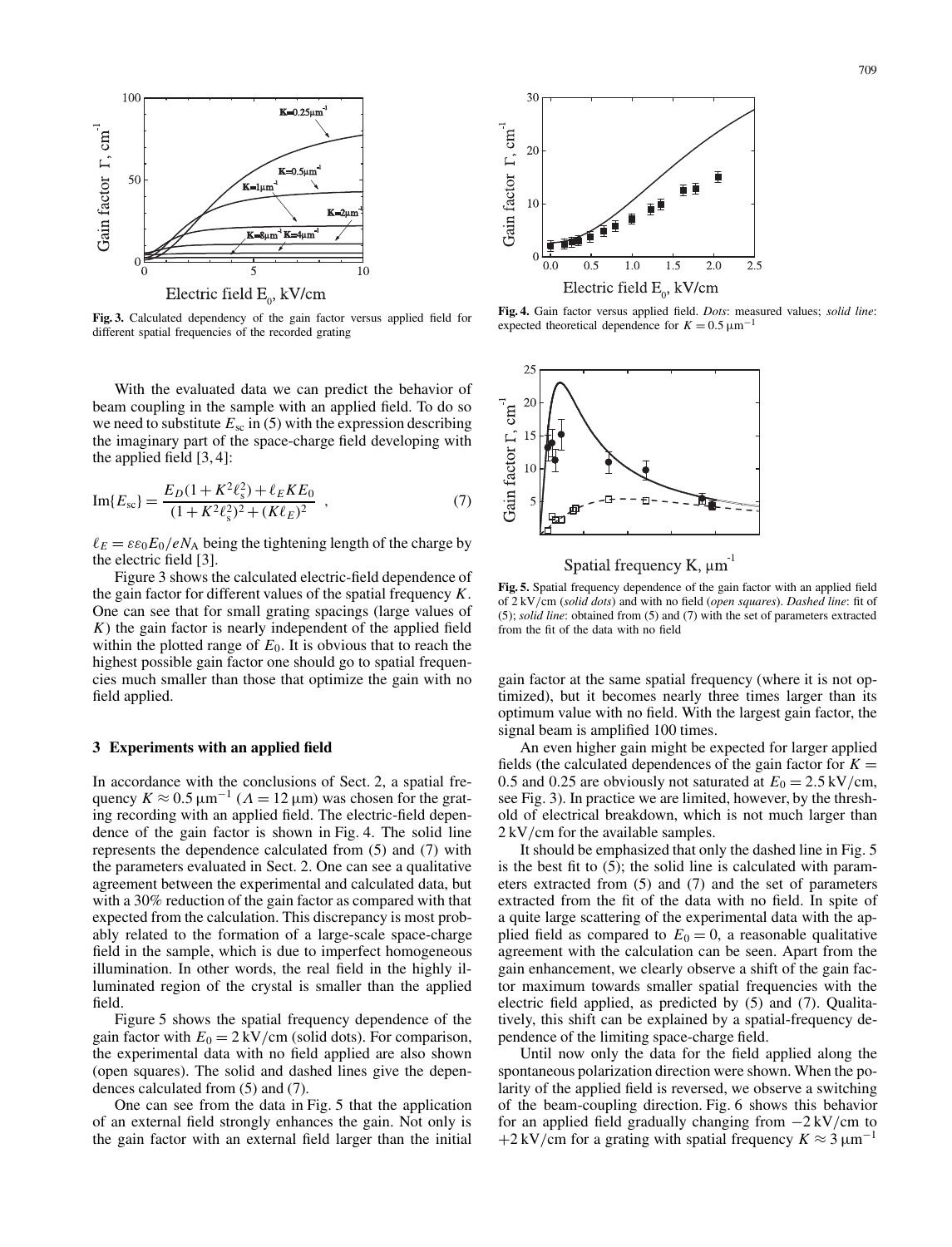Fig. 3. Calculated dependency of the gain factor versus applied field for different spatial frequencies of the recorded grating

With the evaluated data we can predict the behavior of beam coupling in the sample with an applied field. To do so we need to substitute $E_{sc}$ in (5) with the expression describing the imaginary part of the space-charge field developing with the applied field [3, 4]:

$$\mathrm{Im}\{E_{sc}\} = \frac{E_D(1+K^2\ell_s^2)+\ell_E K E_0}{(1+K^2\ell_s^2)^2+(K\ell_E)^2}\ , \tag{7}$$

$\ell_E = \varepsilon\varepsilon_0 E_0/eN_A$ being the tightening length of the charge by the electric field [3].

Figure 3 shows the calculated electric-field dependence of the gain factor for different values of the spatial frequency $K$. One can see that for small grating spacings (large values of $K$) the gain factor is nearly independent of the applied field within the plotted range of $E_0$. It is obvious that to reach the highest possible gain factor one should go to spatial frequencies much smaller than those that optimize the gain with no field applied.

## 3 Experiments with an applied field

In accordance with the conclusions of Sect. 2, a spatial frequency $K \approx 0.5\,\mu\mathrm{m}^{-1}$ ($\Lambda = 12\,\mu\mathrm{m}$) was chosen for the grating recording with an applied field. The electric-field dependence of the gain factor is shown in Fig. 4. The solid line represents the dependence calculated from (5) and (7) with the parameters evaluated in Sect. 2. One can see a qualitative agreement between the experimental and calculated data, but with a 30% reduction of the gain factor as compared with that expected from the calculation. This discrepancy is most probably related to the formation of a large-scale space-charge field in the sample, which is due to imperfect homogeneous illumination. In other words, the real field in the highly illuminated region of the crystal is smaller than the applied field.

Figure 5 shows the spatial frequency dependence of the gain factor with $E_0 = 2\,\mathrm{kV/cm}$ (solid dots). For comparison, the experimental data with no field applied are also shown (open squares). The solid and dashed lines give the dependences calculated from (5) and (7).

One can see from the data in Fig. 5 that the application of an external field strongly enhances the gain. Not only is the gain factor with an external field larger than the initial

Fig. 4. Gain factor versus applied field. *Dots*: measured values; *solid line*: expected theoretical dependence for $K = 0.5\,\mu\mathrm{m}^{-1}$

Fig. 5. Spatial frequency dependence of the gain factor with an applied field of $2\,\mathrm{kV/cm}$ (*solid dots*) and with no field (*open squares*). *Dashed line*: fit of (5); *solid line*: obtained from (5) and (7) with the set of parameters extracted from the fit of the data with no field

gain factor at the same spatial frequency (where it is not optimized), but it becomes nearly three times larger than its optimum value with no field. With the largest gain factor, the signal beam is amplified 100 times.

An even higher gain might be expected for larger applied fields (the calculated dependences of the gain factor for $K = 0.5$ and 0.25 are obviously not saturated at $E_0 = 2.5\,\mathrm{kV/cm}$, see Fig. 3). In practice we are limited, however, by the threshold of electrical breakdown, which is not much larger than $2\,\mathrm{kV/cm}$ for the available samples.

It should be emphasized that only the dashed line in Fig. 5 is the best fit to (5); the solid line is calculated with parameters extracted from (5) and (7) and the set of parameters extracted from the fit of the data with no field. In spite of a quite large scattering of the experimental data with the applied field as compared to $E_0 = 0$, a reasonable qualitative agreement with the calculation can be seen. Apart from the gain enhancement, we clearly observe a shift of the gain factor maximum towards smaller spatial frequencies with the electric field applied, as predicted by (5) and (7). Qualitatively, this shift can be explained by a spatial-frequency dependence of the limiting space-charge field.

Until now only the data for the field applied along the spontaneous polarization direction were shown. When the polarity of the applied field is reversed, we observe a switching of the beam-coupling direction. Fig. 6 shows this behavior for an applied field gradually changing from $-2\,\mathrm{kV/cm}$ to $+2\,\mathrm{kV/cm}$ for a grating with spatial frequency $K \approx 3\,\mu\mathrm{m}^{-1}$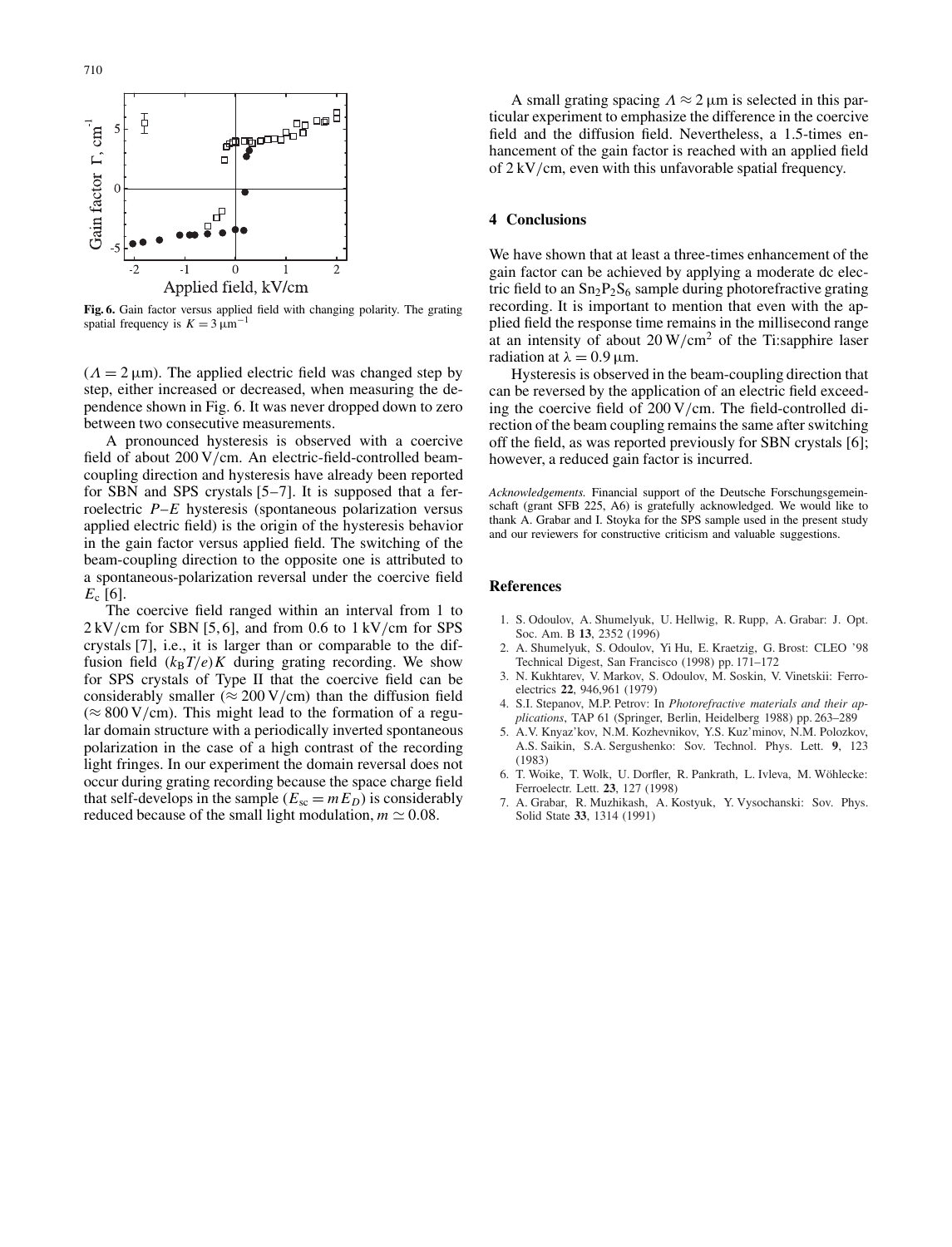Gain factor Γ, cm$^{-1}$

5

0

-5

-2 -1 0 1 2

Applied field, kV/cm

**Fig. 6.** Gain factor versus applied field with changing polarity. The grating spatial frequency is $K = 3\,\mu\text{m}^{-1}$

($\Lambda = 2\,\mu$m). The applied electric field was changed step by step, either increased or decreased, when measuring the dependence shown in Fig. 6. It was never dropped down to zero between two consecutive measurements.

A pronounced hysteresis is observed with a coercive field of about 200 V/cm. An electric-field-controlled beam-coupling direction and hysteresis have already been reported for SBN and SPS crystals [5–7]. It is supposed that a ferroelectric $P$–$E$ hysteresis (spontaneous polarization versus applied electric field) is the origin of the hysteresis behavior in the gain factor versus applied field. The switching of the beam-coupling direction to the opposite one is attributed to a spontaneous-polarization reversal under the coercive field $E_c$ [6].

The coercive field ranged within an interval from 1 to 2 kV/cm for SBN [5, 6], and from 0.6 to 1 kV/cm for SPS crystals [7], i.e., it is larger than or comparable to the diffusion field $(k_B T/e)K$ during grating recording. We show for SPS crystals of Type II that the coercive field can be considerably smaller ($\approx 200$ V/cm) than the diffusion field ($\approx 800$ V/cm). This might lead to the formation of a regular domain structure with a periodically inverted spontaneous polarization in the case of a high contrast of the recording light fringes. In our experiment the domain reversal does not occur during grating recording because the space charge field that self-develops in the sample ($E_{sc} = mE_D$) is considerably reduced because of the small light modulation, $m \simeq 0.08$.

A small grating spacing $\Lambda \approx 2\,\mu$m is selected in this particular experiment to emphasize the difference in the coercive field and the diffusion field. Nevertheless, a 1.5-times enhancement of the gain factor is reached with an applied field of 2 kV/cm, even with this unfavorable spatial frequency.

## 4 Conclusions

We have shown that at least a three-times enhancement of the gain factor can be achieved by applying a moderate dc electric field to an $Sn_2P_2S_6$ sample during photorefractive grating recording. It is important to mention that even with the applied field the response time remains in the millisecond range at an intensity of about 20 W/cm$^2$ of the Ti:sapphire laser radiation at $\lambda = 0.9\,\mu$m.

Hysteresis is observed in the beam-coupling direction that can be reversed by the application of an electric field exceeding the coercive field of 200 V/cm. The field-controlled direction of the beam coupling remains the same after switching off the field, as was reported previously for SBN crystals [6]; however, a reduced gain factor is incurred.

*Acknowledgements.* Financial support of the Deutsche Forschungsgemeinschaft (grant SFB 225, A6) is gratefully acknowledged. We would like to thank A. Grabar and I. Stoyka for the SPS sample used in the present study and our reviewers for constructive criticism and valuable suggestions.

## References

1. S. Odoulov, A. Shumelyuk, U. Hellwig, R. Rupp, A. Grabar: J. Opt. Soc. Am. B **13**, 2352 (1996)
2. A. Shumelyuk, S. Odoulov, Yi Hu, E. Kraetzig, G. Brost: CLEO '98 Technical Digest, San Francisco (1998) pp. 171–172
3. N. Kukhtarev, V. Markov, S. Odoulov, M. Soskin, V. Vinetskii: Ferroelectrics **22**, 946,961 (1979)
4. S.I. Stepanov, M.P. Petrov: In *Photorefractive materials and their applications*, TAP 61 (Springer, Berlin, Heidelberg 1988) pp. 263–289
5. A.V. Knyaz'kov, N.M. Kozhevnikov, Y.S. Kuz'minov, N.M. Polozkov, A.S. Saikin, S.A. Sergushenko: Sov. Technol. Phys. Lett. **9**, 123 (1983)
6. T. Woike, T. Wolk, U. Dorfler, R. Pankrath, L. Ivleva, M. Wöhlecke: Ferroelectr. Lett. **23**, 127 (1998)
7. A. Grabar, R. Muzhikash, A. Kostyuk, Y. Vysochanski: Sov. Phys. Solid State **33**, 1314 (1991)